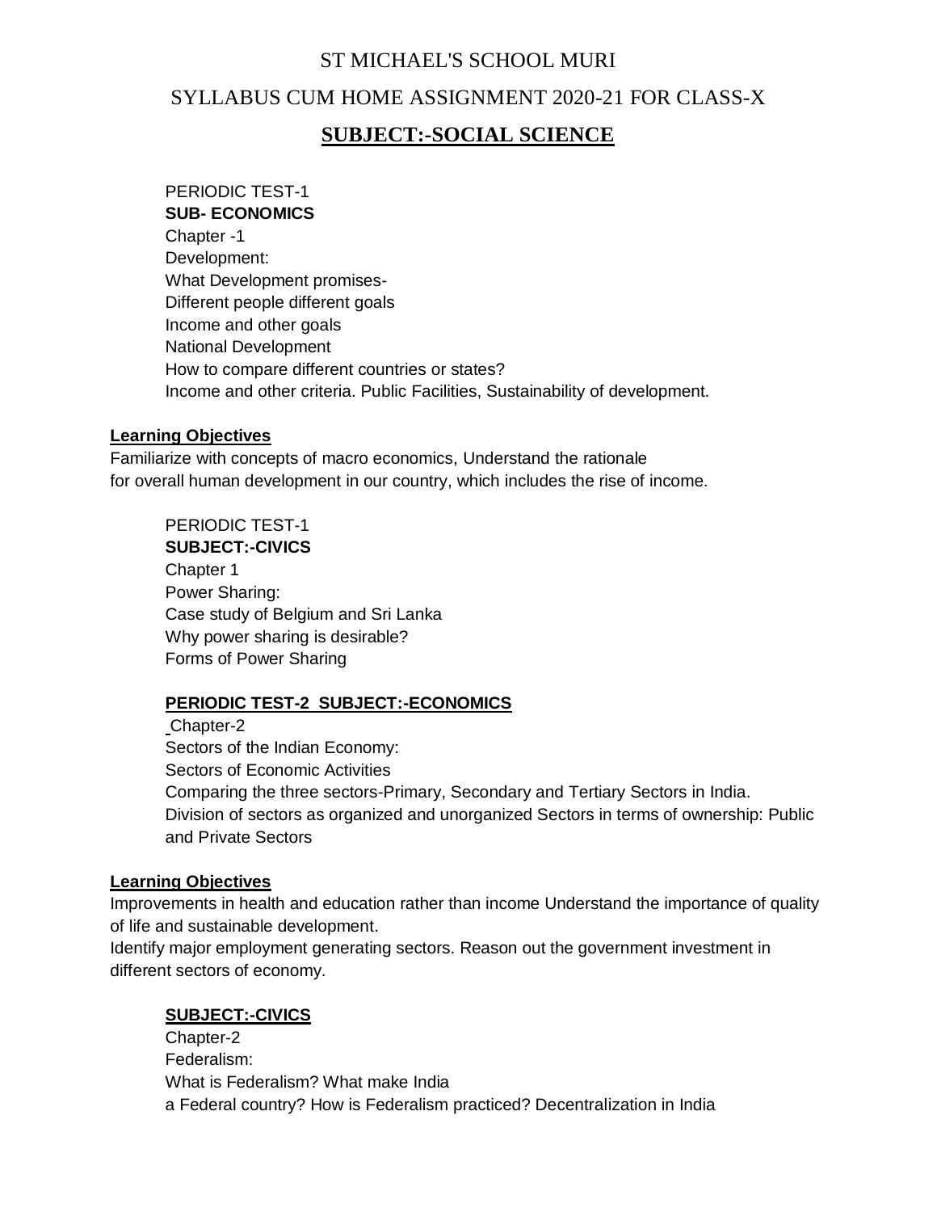# ST MICHAEL'S SCHOOL MURI

## SYLLABUS CUM HOME ASSIGNMENT 2020-21 FOR CLASS-X

## SUBJECT:-SOCIAL SCIENCE

PERIODIC TEST-1

**SUB- ECONOMICS**

Chapter -1

Development:

What Development promises-

Different people different goals

Income and other goals

National Development

How to compare different countries or states?

Income and other criteria. Public Facilities, Sustainability of development.

**Learning Objectives**

Familiarize with concepts of macro economics, Understand the rationale for overall human development in our country, which includes the rise of income.

PERIODIC TEST-1

**SUBJECT:-CIVICS**

Chapter 1

Power Sharing:

Case study of Belgium and Sri Lanka

Why power sharing is desirable?

Forms of Power Sharing

**PERIODIC TEST-2 SUBJECT:-ECONOMICS**

Chapter-2

Sectors of the Indian Economy:

Sectors of Economic Activities

Comparing the three sectors-Primary, Secondary and Tertiary Sectors in India.

Division of sectors as organized and unorganized Sectors in terms of ownership: Public and Private Sectors

**Learning Objectives**

Improvements in health and education rather than income Understand the importance of quality of life and sustainable development.

Identify major employment generating sectors. Reason out the government investment in different sectors of economy.

**SUBJECT:-CIVICS**

Chapter-2

Federalism:

What is Federalism? What make India a Federal country? How is Federalism practiced? Decentralization in India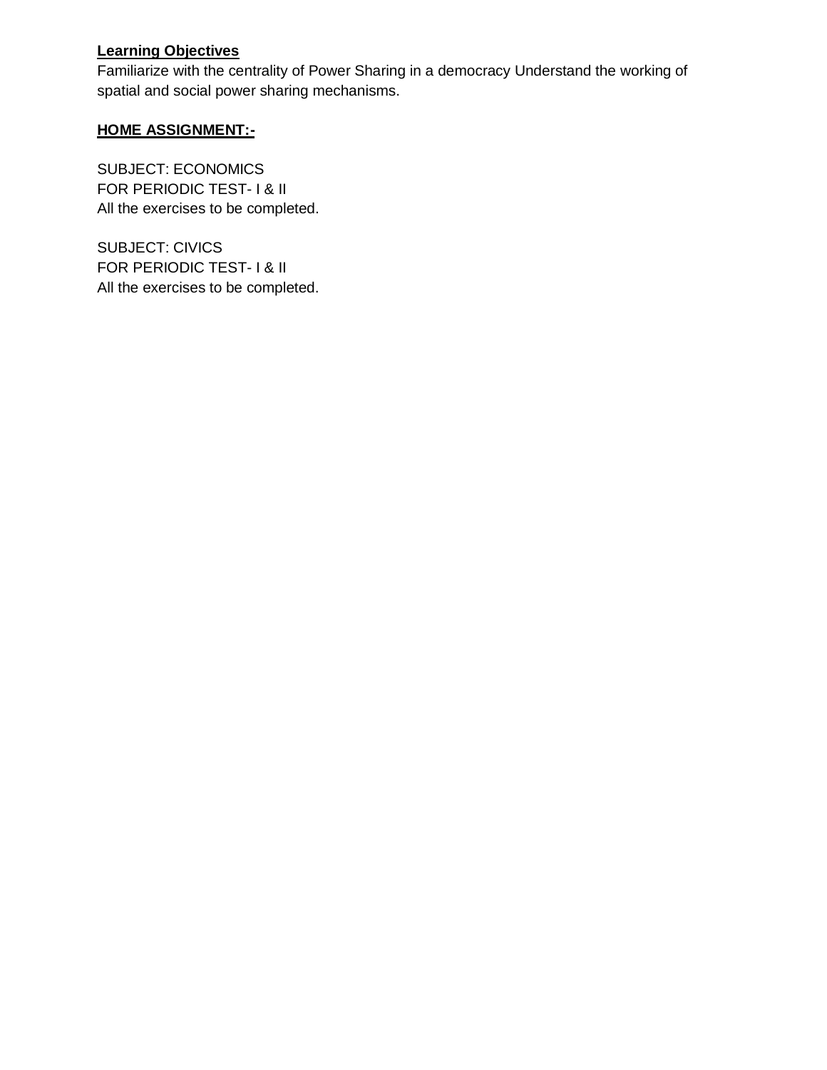**Learning Objectives**

Familiarize with the centrality of Power Sharing in a democracy Understand the working of spatial and social power sharing mechanisms.

**HOME ASSIGNMENT:-**

SUBJECT: ECONOMICS
FOR PERIODIC TEST- I & II
All the exercises to be completed.

SUBJECT: CIVICS
FOR PERIODIC TEST- I & II
All the exercises to be completed.